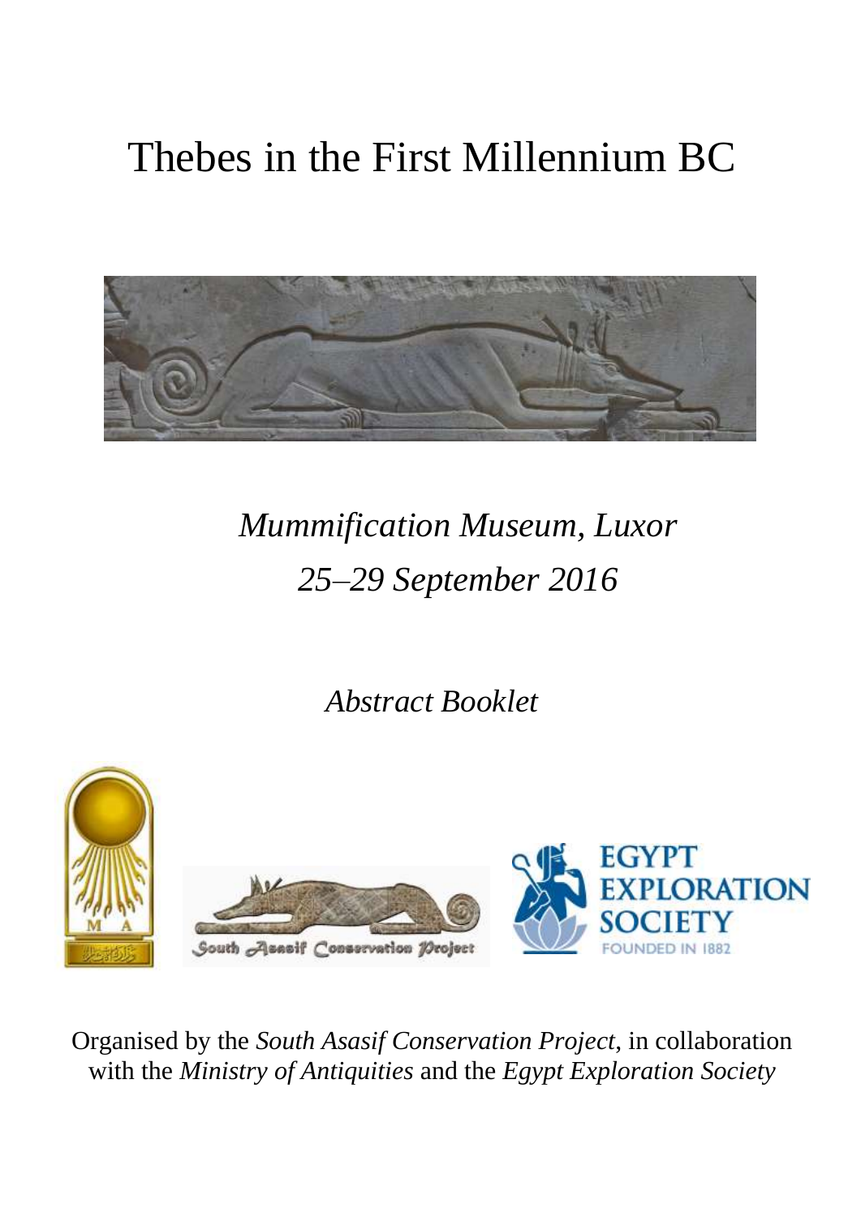# Thebes in the First Millennium BC

*Mummification Museum, Luxor*

*25–29 September 2016*

*Abstract Booklet*

Organised by the *South Asasif Conservation Project*, in collaboration with the *Ministry of Antiquities* and the *Egypt Exploration Society*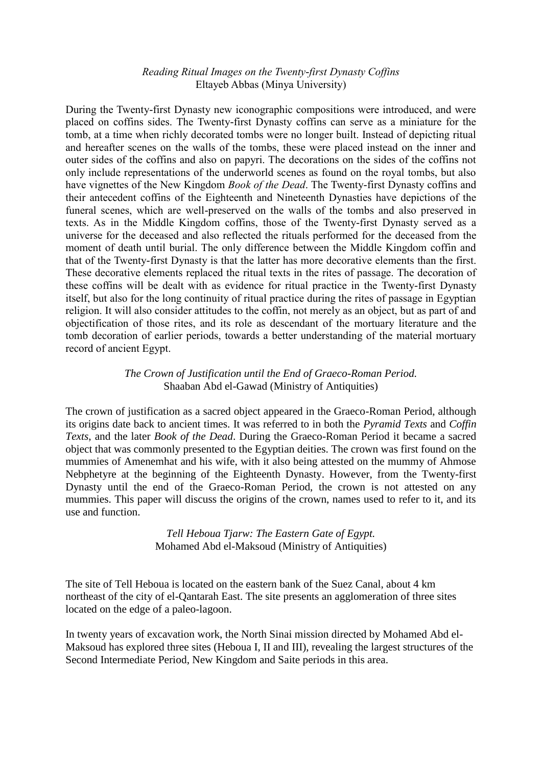*Reading Ritual Images on the Twenty-first Dynasty Coffins*
Eltayeb Abbas (Minya University)

During the Twenty-first Dynasty new iconographic compositions were introduced, and were placed on coffins sides. The Twenty-first Dynasty coffins can serve as a miniature for the tomb, at a time when richly decorated tombs were no longer built. Instead of depicting ritual and hereafter scenes on the walls of the tombs, these were placed instead on the inner and outer sides of the coffins and also on papyri. The decorations on the sides of the coffins not only include representations of the underworld scenes as found on the royal tombs, but also have vignettes of the New Kingdom *Book of the Dead*. The Twenty-first Dynasty coffins and their antecedent coffins of the Eighteenth and Nineteenth Dynasties have depictions of the funeral scenes, which are well-preserved on the walls of the tombs and also preserved in texts. As in the Middle Kingdom coffins, those of the Twenty-first Dynasty served as a universe for the deceased and also reflected the rituals performed for the deceased from the moment of death until burial. The only difference between the Middle Kingdom coffin and that of the Twenty-first Dynasty is that the latter has more decorative elements than the first. These decorative elements replaced the ritual texts in the rites of passage. The decoration of these coffins will be dealt with as evidence for ritual practice in the Twenty-first Dynasty itself, but also for the long continuity of ritual practice during the rites of passage in Egyptian religion. It will also consider attitudes to the coffin, not merely as an object, but as part of and objectification of those rites, and its role as descendant of the mortuary literature and the tomb decoration of earlier periods, towards a better understanding of the material mortuary record of ancient Egypt.

*The Crown of Justification until the End of Graeco-Roman Period.*
Shaaban Abd el-Gawad (Ministry of Antiquities)

The crown of justification as a sacred object appeared in the Graeco-Roman Period, although its origins date back to ancient times. It was referred to in both the *Pyramid Texts* and *Coffin Texts*, and the later *Book of the Dead*. During the Graeco-Roman Period it became a sacred object that was commonly presented to the Egyptian deities. The crown was first found on the mummies of Amenemhat and his wife, with it also being attested on the mummy of Ahmose Nebphetyre at the beginning of the Eighteenth Dynasty. However, from the Twenty-first Dynasty until the end of the Graeco-Roman Period, the crown is not attested on any mummies. This paper will discuss the origins of the crown, names used to refer to it, and its use and function.

*Tell Heboua Tjarw: The Eastern Gate of Egypt.*
Mohamed Abd el-Maksoud (Ministry of Antiquities)

The site of Tell Heboua is located on the eastern bank of the Suez Canal, about 4 km northeast of the city of el-Qantarah East. The site presents an agglomeration of three sites located on the edge of a paleo-lagoon.

In twenty years of excavation work, the North Sinai mission directed by Mohamed Abd el-Maksoud has explored three sites (Heboua I, II and III), revealing the largest structures of the Second Intermediate Period, New Kingdom and Saite periods in this area.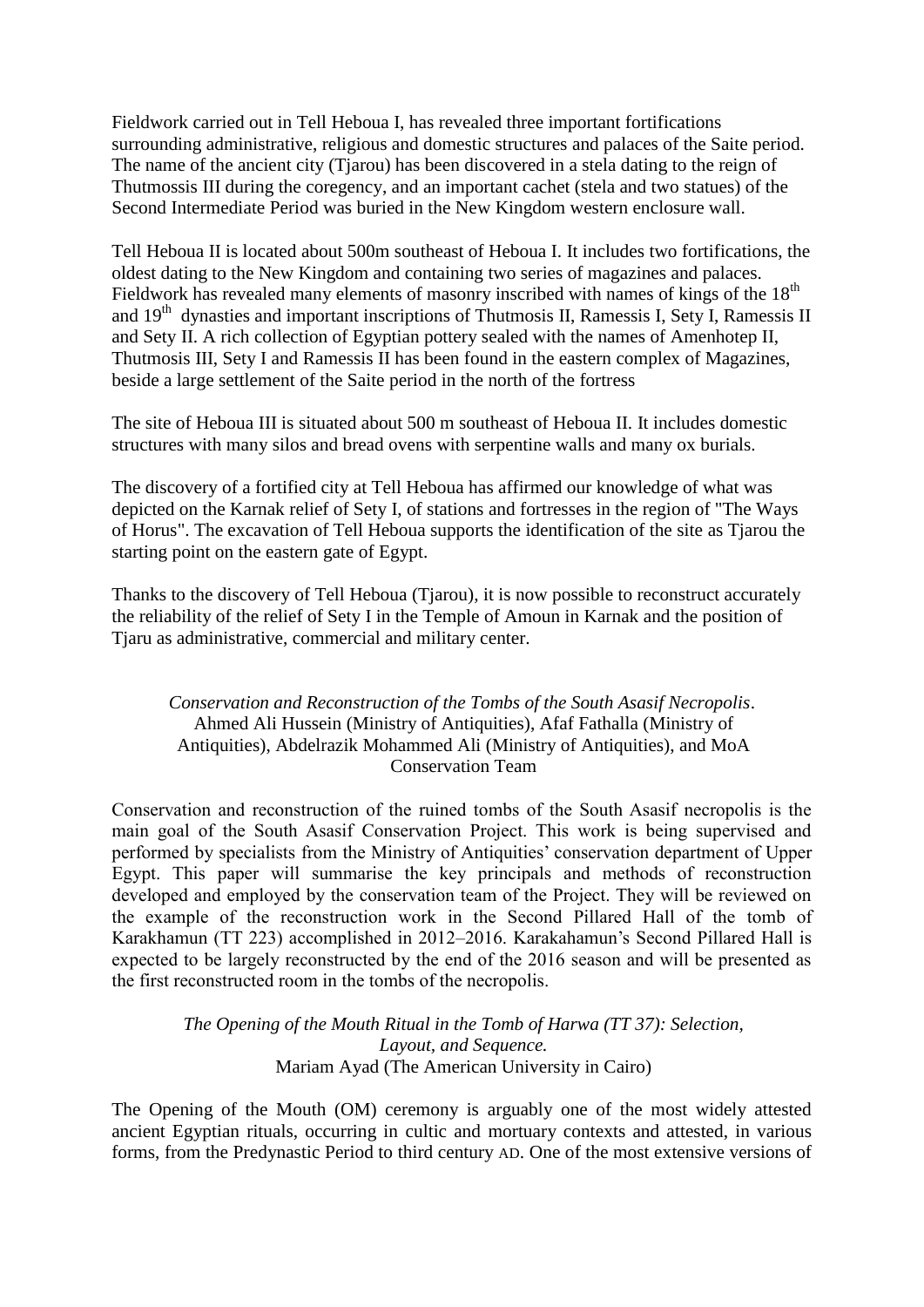Fieldwork carried out in Tell Heboua I, has revealed three important fortifications surrounding administrative, religious and domestic structures and palaces of the Saite period. The name of the ancient city (Tjarou) has been discovered in a stela dating to the reign of Thutmossis III during the coregency, and an important cachet (stela and two statues) of the Second Intermediate Period was buried in the New Kingdom western enclosure wall.

Tell Heboua II is located about 500m southeast of Heboua I. It includes two fortifications, the oldest dating to the New Kingdom and containing two series of magazines and palaces. Fieldwork has revealed many elements of masonry inscribed with names of kings of the 18th and 19th dynasties and important inscriptions of Thutmosis II, Ramessis I, Sety I, Ramessis II and Sety II. A rich collection of Egyptian pottery sealed with the names of Amenhotep II, Thutmosis III, Sety I and Ramessis II has been found in the eastern complex of Magazines, beside a large settlement of the Saite period in the north of the fortress

The site of Heboua III is situated about 500 m southeast of Heboua II. It includes domestic structures with many silos and bread ovens with serpentine walls and many ox burials.

The discovery of a fortified city at Tell Heboua has affirmed our knowledge of what was depicted on the Karnak relief of Sety I, of stations and fortresses in the region of "The Ways of Horus". The excavation of Tell Heboua supports the identification of the site as Tjarou the starting point on the eastern gate of Egypt.

Thanks to the discovery of Tell Heboua (Tjarou), it is now possible to reconstruct accurately the reliability of the relief of Sety I in the Temple of Amoun in Karnak and the position of Tjaru as administrative, commercial and military center.

*Conservation and Reconstruction of the Tombs of the South Asasif Necropolis*.
Ahmed Ali Hussein (Ministry of Antiquities), Afaf Fathalla (Ministry of Antiquities), Abdelrazik Mohammed Ali (Ministry of Antiquities), and MoA Conservation Team

Conservation and reconstruction of the ruined tombs of the South Asasif necropolis is the main goal of the South Asasif Conservation Project. This work is being supervised and performed by specialists from the Ministry of Antiquities' conservation department of Upper Egypt. This paper will summarise the key principals and methods of reconstruction developed and employed by the conservation team of the Project. They will be reviewed on the example of the reconstruction work in the Second Pillared Hall of the tomb of Karakhamun (TT 223) accomplished in 2012–2016. Karakahamun's Second Pillared Hall is expected to be largely reconstructed by the end of the 2016 season and will be presented as the first reconstructed room in the tombs of the necropolis.

*The Opening of the Mouth Ritual in the Tomb of Harwa (TT 37): Selection, Layout, and Sequence.*
Mariam Ayad (The American University in Cairo)

The Opening of the Mouth (OM) ceremony is arguably one of the most widely attested ancient Egyptian rituals, occurring in cultic and mortuary contexts and attested, in various forms, from the Predynastic Period to third century AD. One of the most extensive versions of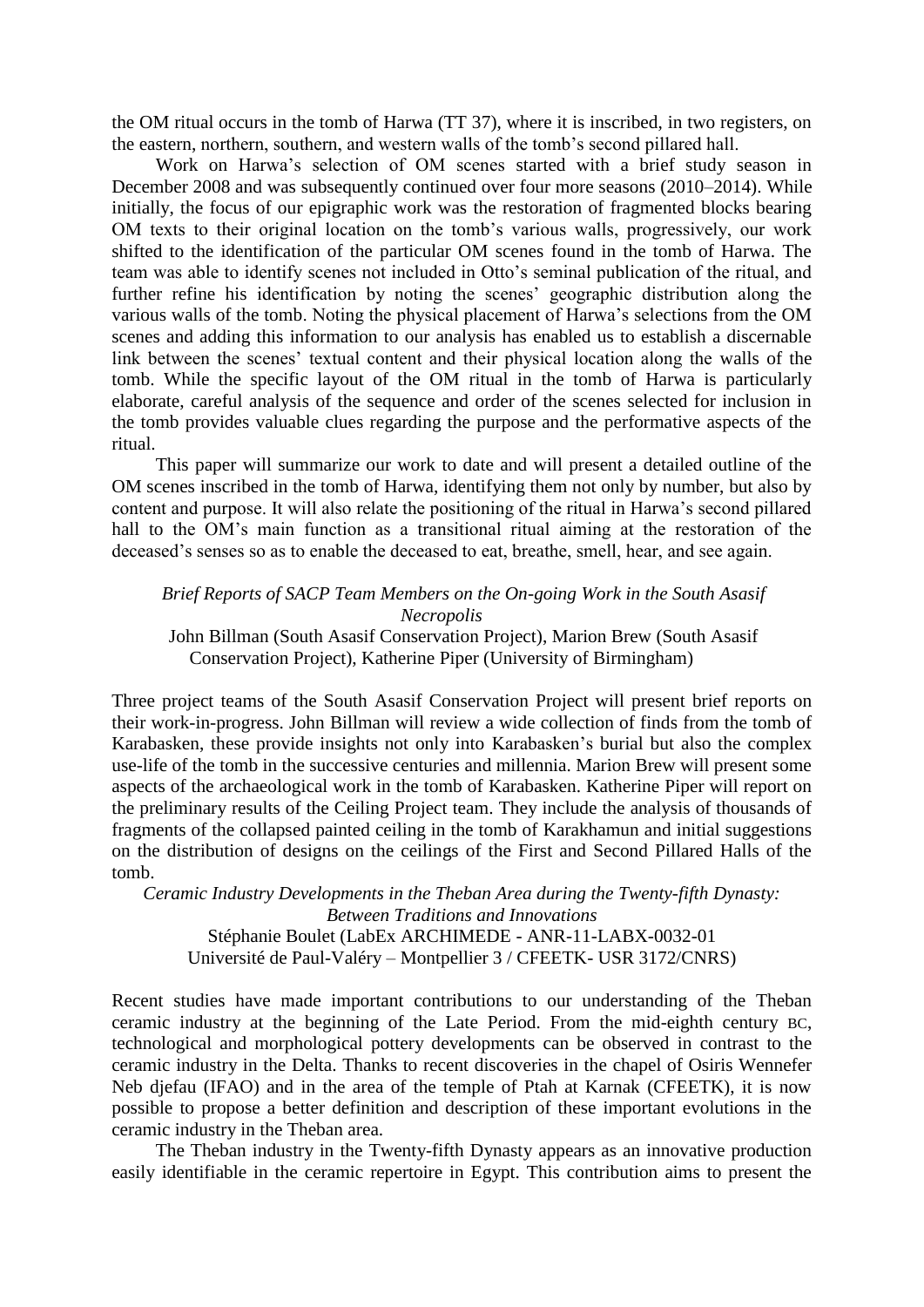the OM ritual occurs in the tomb of Harwa (TT 37), where it is inscribed, in two registers, on the eastern, northern, southern, and western walls of the tomb's second pillared hall.

Work on Harwa's selection of OM scenes started with a brief study season in December 2008 and was subsequently continued over four more seasons (2010–2014). While initially, the focus of our epigraphic work was the restoration of fragmented blocks bearing OM texts to their original location on the tomb's various walls, progressively, our work shifted to the identification of the particular OM scenes found in the tomb of Harwa. The team was able to identify scenes not included in Otto's seminal publication of the ritual, and further refine his identification by noting the scenes' geographic distribution along the various walls of the tomb. Noting the physical placement of Harwa's selections from the OM scenes and adding this information to our analysis has enabled us to establish a discernable link between the scenes' textual content and their physical location along the walls of the tomb. While the specific layout of the OM ritual in the tomb of Harwa is particularly elaborate, careful analysis of the sequence and order of the scenes selected for inclusion in the tomb provides valuable clues regarding the purpose and the performative aspects of the ritual.

This paper will summarize our work to date and will present a detailed outline of the OM scenes inscribed in the tomb of Harwa, identifying them not only by number, but also by content and purpose. It will also relate the positioning of the ritual in Harwa's second pillared hall to the OM's main function as a transitional ritual aiming at the restoration of the deceased's senses so as to enable the deceased to eat, breathe, smell, hear, and see again.

### *Brief Reports of SACP Team Members on the On-going Work in the South Asasif Necropolis*

John Billman (South Asasif Conservation Project), Marion Brew (South Asasif Conservation Project), Katherine Piper (University of Birmingham)

Three project teams of the South Asasif Conservation Project will present brief reports on their work-in-progress. John Billman will review a wide collection of finds from the tomb of Karabasken, these provide insights not only into Karabasken's burial but also the complex use-life of the tomb in the successive centuries and millennia. Marion Brew will present some aspects of the archaeological work in the tomb of Karabasken. Katherine Piper will report on the preliminary results of the Ceiling Project team. They include the analysis of thousands of fragments of the collapsed painted ceiling in the tomb of Karakhamun and initial suggestions on the distribution of designs on the ceilings of the First and Second Pillared Halls of the tomb.

### *Ceramic Industry Developments in the Theban Area during the Twenty-fifth Dynasty: Between Traditions and Innovations*

Stéphanie Boulet (LabEx ARCHIMEDE - ANR-11-LABX-0032-01 Université de Paul-Valéry – Montpellier 3 / CFEETK- USR 3172/CNRS)

Recent studies have made important contributions to our understanding of the Theban ceramic industry at the beginning of the Late Period. From the mid-eighth century BC, technological and morphological pottery developments can be observed in contrast to the ceramic industry in the Delta. Thanks to recent discoveries in the chapel of Osiris Wennefer Neb djefau (IFAO) and in the area of the temple of Ptah at Karnak (CFEETK), it is now possible to propose a better definition and description of these important evolutions in the ceramic industry in the Theban area.

The Theban industry in the Twenty-fifth Dynasty appears as an innovative production easily identifiable in the ceramic repertoire in Egypt. This contribution aims to present the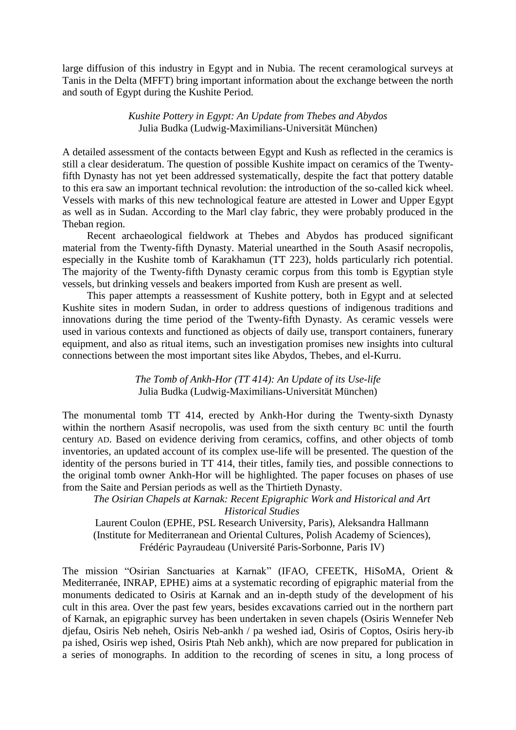large diffusion of this industry in Egypt and in Nubia. The recent ceramological surveys at Tanis in the Delta (MFFT) bring important information about the exchange between the north and south of Egypt during the Kushite Period.

*Kushite Pottery in Egypt: An Update from Thebes and Abydos*
Julia Budka (Ludwig-Maximilians-Universität München)

A detailed assessment of the contacts between Egypt and Kush as reflected in the ceramics is still a clear desideratum. The question of possible Kushite impact on ceramics of the Twenty-fifth Dynasty has not yet been addressed systematically, despite the fact that pottery datable to this era saw an important technical revolution: the introduction of the so-called kick wheel. Vessels with marks of this new technological feature are attested in Lower and Upper Egypt as well as in Sudan. According to the Marl clay fabric, they were probably produced in the Theban region.

Recent archaeological fieldwork at Thebes and Abydos has produced significant material from the Twenty-fifth Dynasty. Material unearthed in the South Asasif necropolis, especially in the Kushite tomb of Karakhamun (TT 223), holds particularly rich potential. The majority of the Twenty-fifth Dynasty ceramic corpus from this tomb is Egyptian style vessels, but drinking vessels and beakers imported from Kush are present as well.

This paper attempts a reassessment of Kushite pottery, both in Egypt and at selected Kushite sites in modern Sudan, in order to address questions of indigenous traditions and innovations during the time period of the Twenty-fifth Dynasty. As ceramic vessels were used in various contexts and functioned as objects of daily use, transport containers, funerary equipment, and also as ritual items, such an investigation promises new insights into cultural connections between the most important sites like Abydos, Thebes, and el-Kurru.

*The Tomb of Ankh-Hor (TT 414): An Update of its Use-life*
Julia Budka (Ludwig-Maximilians-Universität München)

The monumental tomb TT 414, erected by Ankh-Hor during the Twenty-sixth Dynasty within the northern Asasif necropolis, was used from the sixth century BC until the fourth century AD. Based on evidence deriving from ceramics, coffins, and other objects of tomb inventories, an updated account of its complex use-life will be presented. The question of the identity of the persons buried in TT 414, their titles, family ties, and possible connections to the original tomb owner Ankh-Hor will be highlighted. The paper focuses on phases of use from the Saite and Persian periods as well as the Thirtieth Dynasty.

*The Osirian Chapels at Karnak: Recent Epigraphic Work and Historical and Art Historical Studies*
Laurent Coulon (EPHE, PSL Research University, Paris), Aleksandra Hallmann (Institute for Mediterranean and Oriental Cultures, Polish Academy of Sciences), Frédéric Payraudeau (Université Paris-Sorbonne, Paris IV)

The mission "Osirian Sanctuaries at Karnak" (IFAO, CFEETK, HiSoMA, Orient & Mediterranée, INRAP, EPHE) aims at a systematic recording of epigraphic material from the monuments dedicated to Osiris at Karnak and an in-depth study of the development of his cult in this area. Over the past few years, besides excavations carried out in the northern part of Karnak, an epigraphic survey has been undertaken in seven chapels (Osiris Wennefer Neb djefau, Osiris Neb neheh, Osiris Neb-ankh / pa weshed iad, Osiris of Coptos, Osiris hery-ib pa ished, Osiris wep ished, Osiris Ptah Neb ankh), which are now prepared for publication in a series of monographs. In addition to the recording of scenes in situ, a long process of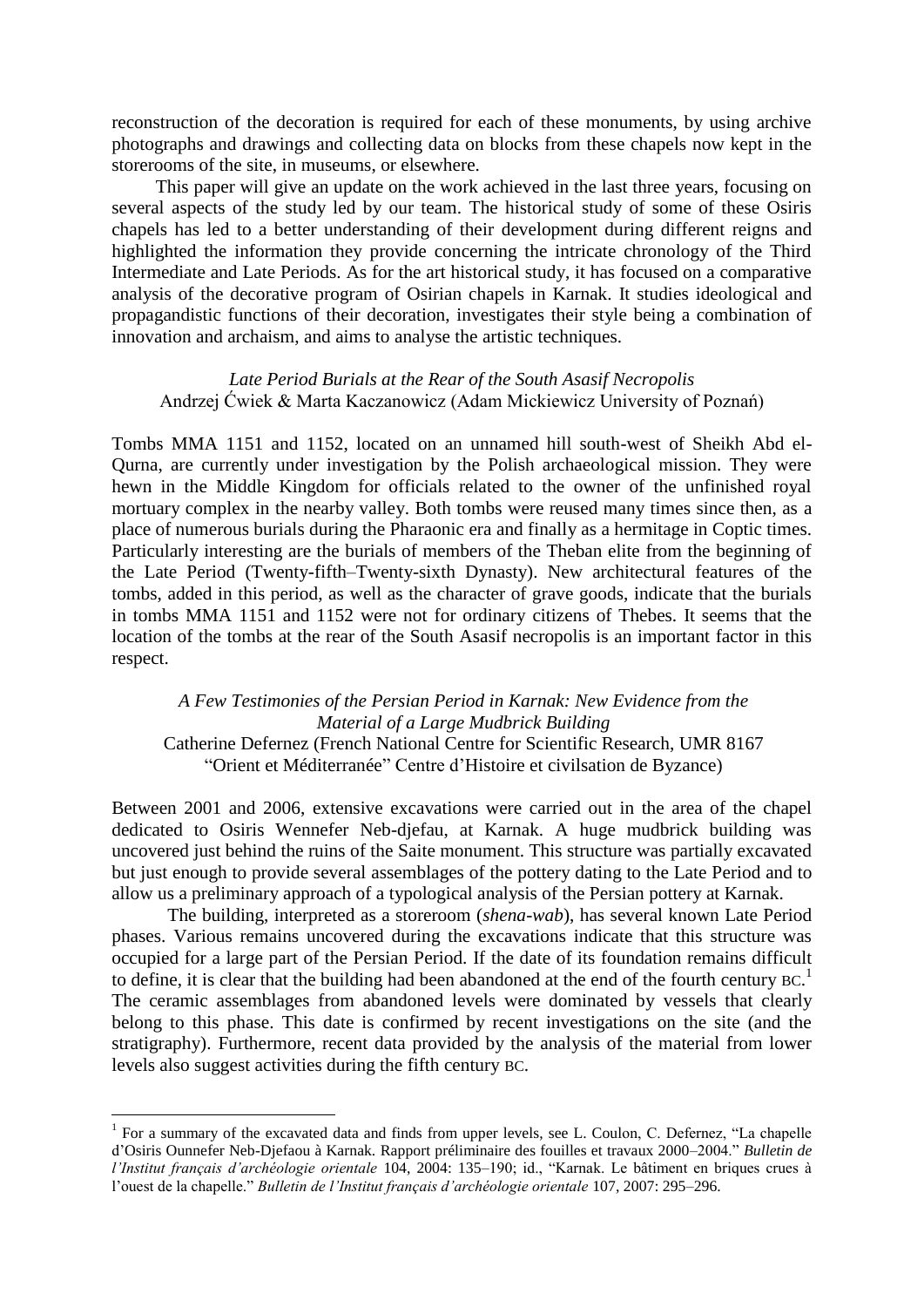reconstruction of the decoration is required for each of these monuments, by using archive photographs and drawings and collecting data on blocks from these chapels now kept in the storerooms of the site, in museums, or elsewhere.

This paper will give an update on the work achieved in the last three years, focusing on several aspects of the study led by our team. The historical study of some of these Osiris chapels has led to a better understanding of their development during different reigns and highlighted the information they provide concerning the intricate chronology of the Third Intermediate and Late Periods. As for the art historical study, it has focused on a comparative analysis of the decorative program of Osirian chapels in Karnak. It studies ideological and propagandistic functions of their decoration, investigates their style being a combination of innovation and archaism, and aims to analyse the artistic techniques.

### *Late Period Burials at the Rear of the South Asasif Necropolis*
Andrzej Ćwiek & Marta Kaczanowicz (Adam Mickiewicz University of Poznań)

Tombs MMA 1151 and 1152, located on an unnamed hill south-west of Sheikh Abd el-Qurna, are currently under investigation by the Polish archaeological mission. They were hewn in the Middle Kingdom for officials related to the owner of the unfinished royal mortuary complex in the nearby valley. Both tombs were reused many times since then, as a place of numerous burials during the Pharaonic era and finally as a hermitage in Coptic times. Particularly interesting are the burials of members of the Theban elite from the beginning of the Late Period (Twenty-fifth–Twenty-sixth Dynasty). New architectural features of the tombs, added in this period, as well as the character of grave goods, indicate that the burials in tombs MMA 1151 and 1152 were not for ordinary citizens of Thebes. It seems that the location of the tombs at the rear of the South Asasif necropolis is an important factor in this respect.

### *A Few Testimonies of the Persian Period in Karnak: New Evidence from the Material of a Large Mudbrick Building*
Catherine Defernez (French National Centre for Scientific Research, UMR 8167 "Orient et Méditerranée" Centre d'Histoire et civilsation de Byzance)

Between 2001 and 2006, extensive excavations were carried out in the area of the chapel dedicated to Osiris Wennefer Neb-djefau, at Karnak. A huge mudbrick building was uncovered just behind the ruins of the Saite monument. This structure was partially excavated but just enough to provide several assemblages of the pottery dating to the Late Period and to allow us a preliminary approach of a typological analysis of the Persian pottery at Karnak.

The building, interpreted as a storeroom (*shena-wab*), has several known Late Period phases. Various remains uncovered during the excavations indicate that this structure was occupied for a large part of the Persian Period. If the date of its foundation remains difficult to define, it is clear that the building had been abandoned at the end of the fourth century BC.[1] The ceramic assemblages from abandoned levels were dominated by vessels that clearly belong to this phase. This date is confirmed by recent investigations on the site (and the stratigraphy). Furthermore, recent data provided by the analysis of the material from lower levels also suggest activities during the fifth century BC.

---

[1] For a summary of the excavated data and finds from upper levels, see L. Coulon, C. Defernez, "La chapelle d'Osiris Ounnefer Neb-Djefaou à Karnak. Rapport préliminaire des fouilles et travaux 2000–2004." *Bulletin de l'Institut français d'archéologie orientale* 104, 2004: 135–190; id., "Karnak. Le bâtiment en briques crues à l'ouest de la chapelle." *Bulletin de l'Institut français d'archéologie orientale* 107, 2007: 295–296.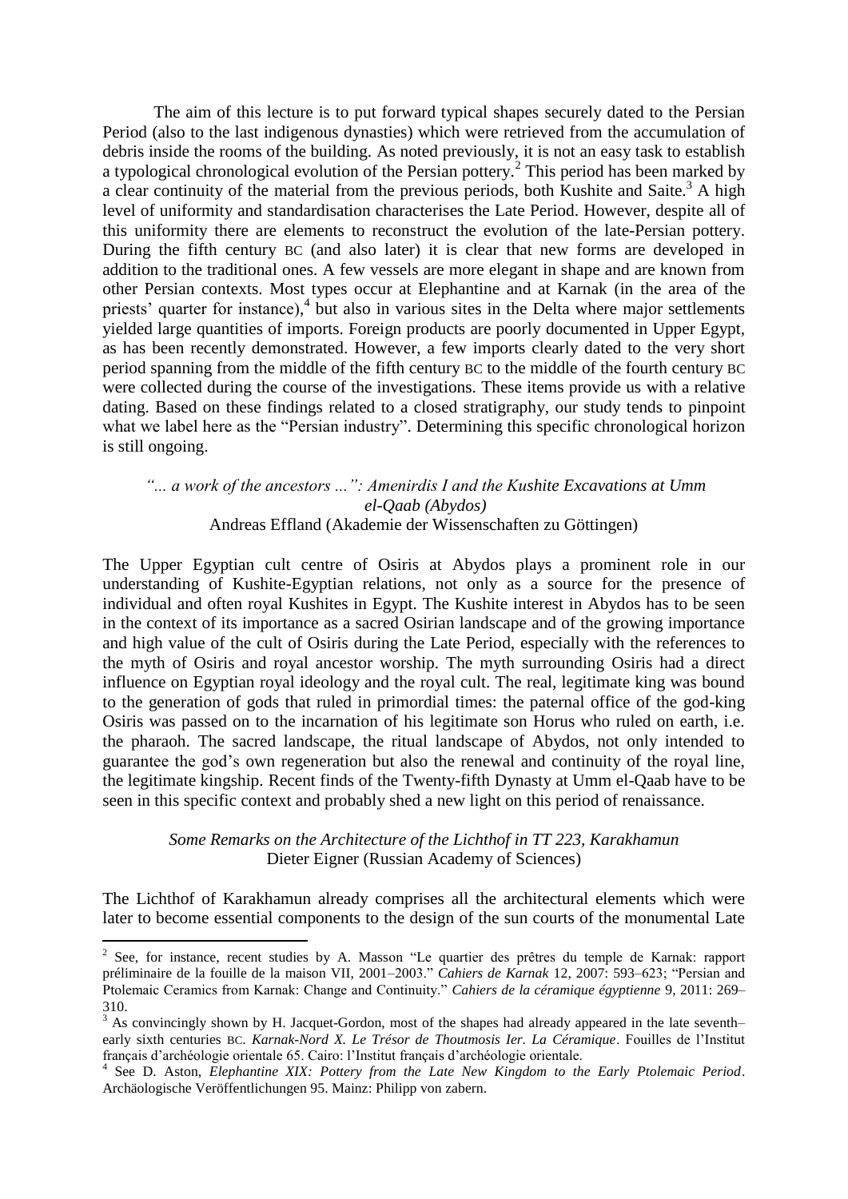The aim of this lecture is to put forward typical shapes securely dated to the Persian Period (also to the last indigenous dynasties) which were retrieved from the accumulation of debris inside the rooms of the building. As noted previously, it is not an easy task to establish a typological chronological evolution of the Persian pottery.[2] This period has been marked by a clear continuity of the material from the previous periods, both Kushite and Saite.[3] A high level of uniformity and standardisation characterises the Late Period. However, despite all of this uniformity there are elements to reconstruct the evolution of the late-Persian pottery. During the fifth century BC (and also later) it is clear that new forms are developed in addition to the traditional ones. A few vessels are more elegant in shape and are known from other Persian contexts. Most types occur at Elephantine and at Karnak (in the area of the priests' quarter for instance),[4] but also in various sites in the Delta where major settlements yielded large quantities of imports. Foreign products are poorly documented in Upper Egypt, as has been recently demonstrated. However, a few imports clearly dated to the very short period spanning from the middle of the fifth century BC to the middle of the fourth century BC were collected during the course of the investigations. These items provide us with a relative dating. Based on these findings related to a closed stratigraphy, our study tends to pinpoint what we label here as the "Persian industry". Determining this specific chronological horizon is still ongoing.

### *"... a work of the ancestors ...": Amenirdis I and the Kushite Excavations at Umm el-Qaab (Abydos)*
Andreas Effland (Akademie der Wissenschaften zu Göttingen)

The Upper Egyptian cult centre of Osiris at Abydos plays a prominent role in our understanding of Kushite-Egyptian relations, not only as a source for the presence of individual and often royal Kushites in Egypt. The Kushite interest in Abydos has to be seen in the context of its importance as a sacred Osirian landscape and of the growing importance and high value of the cult of Osiris during the Late Period, especially with the references to the myth of Osiris and royal ancestor worship. The myth surrounding Osiris had a direct influence on Egyptian royal ideology and the royal cult. The real, legitimate king was bound to the generation of gods that ruled in primordial times: the paternal office of the god-king Osiris was passed on to the incarnation of his legitimate son Horus who ruled on earth, i.e. the pharaoh. The sacred landscape, the ritual landscape of Abydos, not only intended to guarantee the god's own regeneration but also the renewal and continuity of the royal line, the legitimate kingship. Recent finds of the Twenty-fifth Dynasty at Umm el-Qaab have to be seen in this specific context and probably shed a new light on this period of renaissance.

### *Some Remarks on the Architecture of the Lichthof in TT 223, Karakhamun*
Dieter Eigner (Russian Academy of Sciences)

The Lichthof of Karakhamun already comprises all the architectural elements which were later to become essential components to the design of the sun courts of the monumental Late

---

[2] See, for instance, recent studies by A. Masson "Le quartier des prêtres du temple de Karnak: rapport préliminaire de la fouille de la maison VII, 2001–2003." *Cahiers de Karnak* 12, 2007: 593–623; "Persian and Ptolemaic Ceramics from Karnak: Change and Continuity." *Cahiers de la céramique égyptienne* 9, 2011: 269–310.

[3] As convincingly shown by H. Jacquet-Gordon, most of the shapes had already appeared in the late seventh–early sixth centuries BC. *Karnak-Nord X. Le Trésor de Thoutmosis Ier. La Céramique*. Fouilles de l'Institut français d'archéologie orientale 65. Cairo: l'Institut français d'archéologie orientale.

[4] See D. Aston, *Elephantine XIX: Pottery from the Late New Kingdom to the Early Ptolemaic Period*. Archäologische Veröffentlichungen 95. Mainz: Philipp von zabern.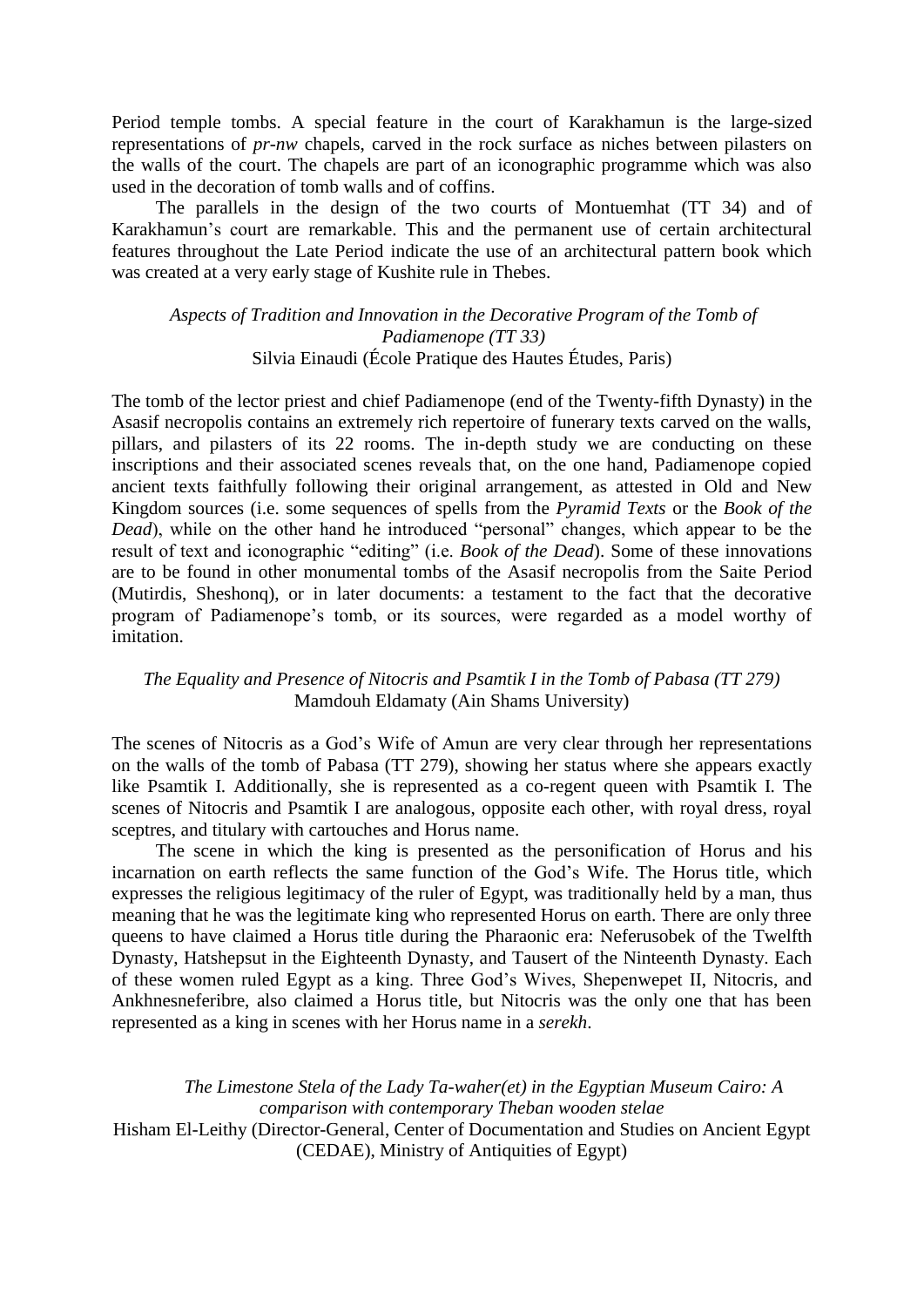Period temple tombs. A special feature in the court of Karakhamun is the large-sized representations of *pr-nw* chapels, carved in the rock surface as niches between pilasters on the walls of the court. The chapels are part of an iconographic programme which was also used in the decoration of tomb walls and of coffins.

The parallels in the design of the two courts of Montuemhat (TT 34) and of Karakhamun's court are remarkable. This and the permanent use of certain architectural features throughout the Late Period indicate the use of an architectural pattern book which was created at a very early stage of Kushite rule in Thebes.

### *Aspects of Tradition and Innovation in the Decorative Program of the Tomb of Padiamenope (TT 33)*

Silvia Einaudi (École Pratique des Hautes Études, Paris)

The tomb of the lector priest and chief Padiamenope (end of the Twenty-fifth Dynasty) in the Asasif necropolis contains an extremely rich repertoire of funerary texts carved on the walls, pillars, and pilasters of its 22 rooms. The in-depth study we are conducting on these inscriptions and their associated scenes reveals that, on the one hand, Padiamenope copied ancient texts faithfully following their original arrangement, as attested in Old and New Kingdom sources (i.e. some sequences of spells from the *Pyramid Texts* or the *Book of the Dead*), while on the other hand he introduced "personal" changes, which appear to be the result of text and iconographic "editing" (i.e. *Book of the Dead*). Some of these innovations are to be found in other monumental tombs of the Asasif necropolis from the Saite Period (Mutirdis, Sheshonq), or in later documents: a testament to the fact that the decorative program of Padiamenope's tomb, or its sources, were regarded as a model worthy of imitation.

### *The Equality and Presence of Nitocris and Psamtik I in the Tomb of Pabasa (TT 279)*

Mamdouh Eldamaty (Ain Shams University)

The scenes of Nitocris as a God's Wife of Amun are very clear through her representations on the walls of the tomb of Pabasa (TT 279), showing her status where she appears exactly like Psamtik I. Additionally, she is represented as a co-regent queen with Psamtik I. The scenes of Nitocris and Psamtik I are analogous, opposite each other, with royal dress, royal sceptres, and titulary with cartouches and Horus name.

The scene in which the king is presented as the personification of Horus and his incarnation on earth reflects the same function of the God's Wife. The Horus title, which expresses the religious legitimacy of the ruler of Egypt, was traditionally held by a man, thus meaning that he was the legitimate king who represented Horus on earth. There are only three queens to have claimed a Horus title during the Pharaonic era: Neferusobek of the Twelfth Dynasty, Hatshepsut in the Eighteenth Dynasty, and Tausert of the Ninteenth Dynasty. Each of these women ruled Egypt as a king. Three God's Wives, Shepenwepet II, Nitocris, and Ankhnesneferibre, also claimed a Horus title, but Nitocris was the only one that has been represented as a king in scenes with her Horus name in a *serekh*.

### *The Limestone Stela of the Lady Ta-waher(et) in the Egyptian Museum Cairo: A comparison with contemporary Theban wooden stelae*

Hisham El-Leithy (Director-General, Center of Documentation and Studies on Ancient Egypt (CEDAE), Ministry of Antiquities of Egypt)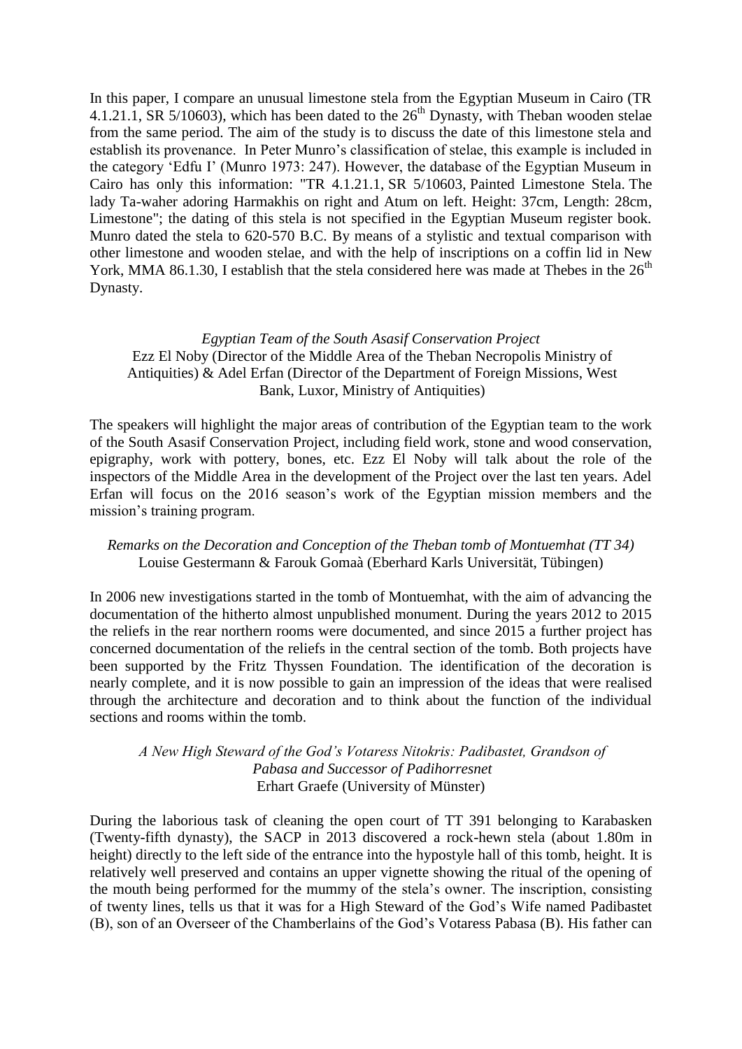In this paper, I compare an unusual limestone stela from the Egyptian Museum in Cairo (TR 4.1.21.1, SR 5/10603), which has been dated to the 26th Dynasty, with Theban wooden stelae from the same period. The aim of the study is to discuss the date of this limestone stela and establish its provenance. In Peter Munro's classification of stelae, this example is included in the category 'Edfu I' (Munro 1973: 247). However, the database of the Egyptian Museum in Cairo has only this information: "TR 4.1.21.1, SR 5/10603, Painted Limestone Stela. The lady Ta-waher adoring Harmakhis on right and Atum on left. Height: 37cm, Length: 28cm, Limestone"; the dating of this stela is not specified in the Egyptian Museum register book. Munro dated the stela to 620-570 B.C. By means of a stylistic and textual comparison with other limestone and wooden stelae, and with the help of inscriptions on a coffin lid in New York, MMA 86.1.30, I establish that the stela considered here was made at Thebes in the 26th Dynasty.

*Egyptian Team of the South Asasif Conservation Project*
Ezz El Noby (Director of the Middle Area of the Theban Necropolis Ministry of Antiquities) & Adel Erfan (Director of the Department of Foreign Missions, West Bank, Luxor, Ministry of Antiquities)

The speakers will highlight the major areas of contribution of the Egyptian team to the work of the South Asasif Conservation Project, including field work, stone and wood conservation, epigraphy, work with pottery, bones, etc. Ezz El Noby will talk about the role of the inspectors of the Middle Area in the development of the Project over the last ten years. Adel Erfan will focus on the 2016 season's work of the Egyptian mission members and the mission's training program.

*Remarks on the Decoration and Conception of the Theban tomb of Montuemhat (TT 34)*
Louise Gestermann & Farouk Gomaà (Eberhard Karls Universität, Tübingen)

In 2006 new investigations started in the tomb of Montuemhat, with the aim of advancing the documentation of the hitherto almost unpublished monument. During the years 2012 to 2015 the reliefs in the rear northern rooms were documented, and since 2015 a further project has concerned documentation of the reliefs in the central section of the tomb. Both projects have been supported by the Fritz Thyssen Foundation. The identification of the decoration is nearly complete, and it is now possible to gain an impression of the ideas that were realised through the architecture and decoration and to think about the function of the individual sections and rooms within the tomb.

*A New High Steward of the God's Votaress Nitokris: Padibastet, Grandson of Pabasa and Successor of Padihorresnet*
Erhart Graefe (University of Münster)

During the laborious task of cleaning the open court of TT 391 belonging to Karabasken (Twenty-fifth dynasty), the SACP in 2013 discovered a rock-hewn stela (about 1.80m in height) directly to the left side of the entrance into the hypostyle hall of this tomb, height. It is relatively well preserved and contains an upper vignette showing the ritual of the opening of the mouth being performed for the mummy of the stela's owner. The inscription, consisting of twenty lines, tells us that it was for a High Steward of the God's Wife named Padibastet (B), son of an Overseer of the Chamberlains of the God's Votaress Pabasa (B). His father can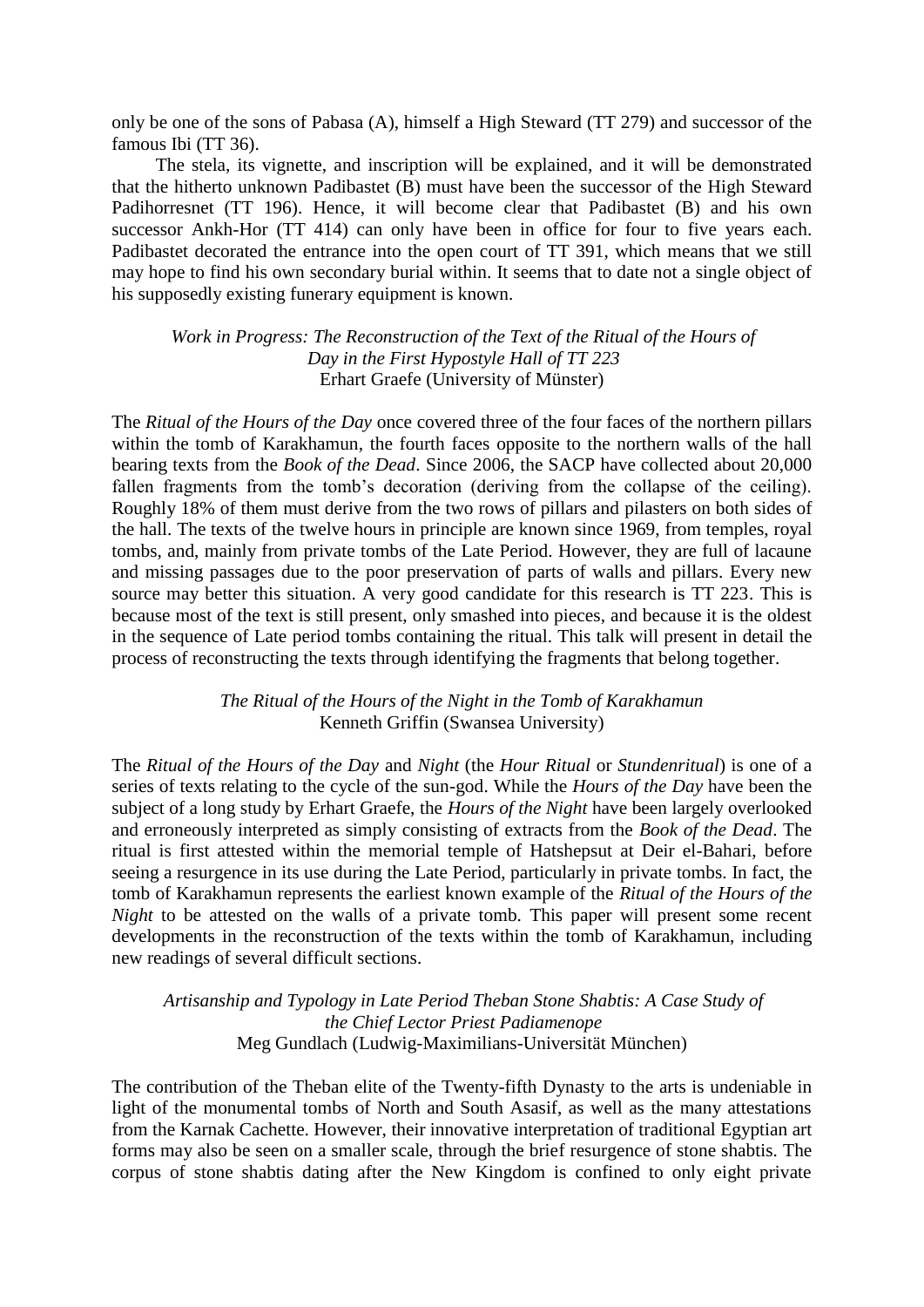only be one of the sons of Pabasa (A), himself a High Steward (TT 279) and successor of the famous Ibi (TT 36).

The stela, its vignette, and inscription will be explained, and it will be demonstrated that the hitherto unknown Padibastet (B) must have been the successor of the High Steward Padihorresnet (TT 196). Hence, it will become clear that Padibastet (B) and his own successor Ankh-Hor (TT 414) can only have been in office for four to five years each. Padibastet decorated the entrance into the open court of TT 391, which means that we still may hope to find his own secondary burial within. It seems that to date not a single object of his supposedly existing funerary equipment is known.

*Work in Progress: The Reconstruction of the Text of the Ritual of the Hours of Day in the First Hypostyle Hall of TT 223*
Erhart Graefe (University of Münster)

The *Ritual of the Hours of the Day* once covered three of the four faces of the northern pillars within the tomb of Karakhamun, the fourth faces opposite to the northern walls of the hall bearing texts from the *Book of the Dead*. Since 2006, the SACP have collected about 20,000 fallen fragments from the tomb's decoration (deriving from the collapse of the ceiling). Roughly 18% of them must derive from the two rows of pillars and pilasters on both sides of the hall. The texts of the twelve hours in principle are known since 1969, from temples, royal tombs, and, mainly from private tombs of the Late Period. However, they are full of lacaune and missing passages due to the poor preservation of parts of walls and pillars. Every new source may better this situation. A very good candidate for this research is TT 223. This is because most of the text is still present, only smashed into pieces, and because it is the oldest in the sequence of Late period tombs containing the ritual. This talk will present in detail the process of reconstructing the texts through identifying the fragments that belong together.

*The Ritual of the Hours of the Night in the Tomb of Karakhamun*
Kenneth Griffin (Swansea University)

The *Ritual of the Hours of the Day* and *Night* (the *Hour Ritual* or *Stundenritual*) is one of a series of texts relating to the cycle of the sun-god. While the *Hours of the Day* have been the subject of a long study by Erhart Graefe, the *Hours of the Night* have been largely overlooked and erroneously interpreted as simply consisting of extracts from the *Book of the Dead*. The ritual is first attested within the memorial temple of Hatshepsut at Deir el-Bahari, before seeing a resurgence in its use during the Late Period, particularly in private tombs. In fact, the tomb of Karakhamun represents the earliest known example of the *Ritual of the Hours of the Night* to be attested on the walls of a private tomb. This paper will present some recent developments in the reconstruction of the texts within the tomb of Karakhamun, including new readings of several difficult sections.

*Artisanship and Typology in Late Period Theban Stone Shabtis: A Case Study of the Chief Lector Priest Padiamenope*
Meg Gundlach (Ludwig-Maximilians-Universität München)

The contribution of the Theban elite of the Twenty-fifth Dynasty to the arts is undeniable in light of the monumental tombs of North and South Asasif, as well as the many attestations from the Karnak Cachette. However, their innovative interpretation of traditional Egyptian art forms may also be seen on a smaller scale, through the brief resurgence of stone shabtis. The corpus of stone shabtis dating after the New Kingdom is confined to only eight private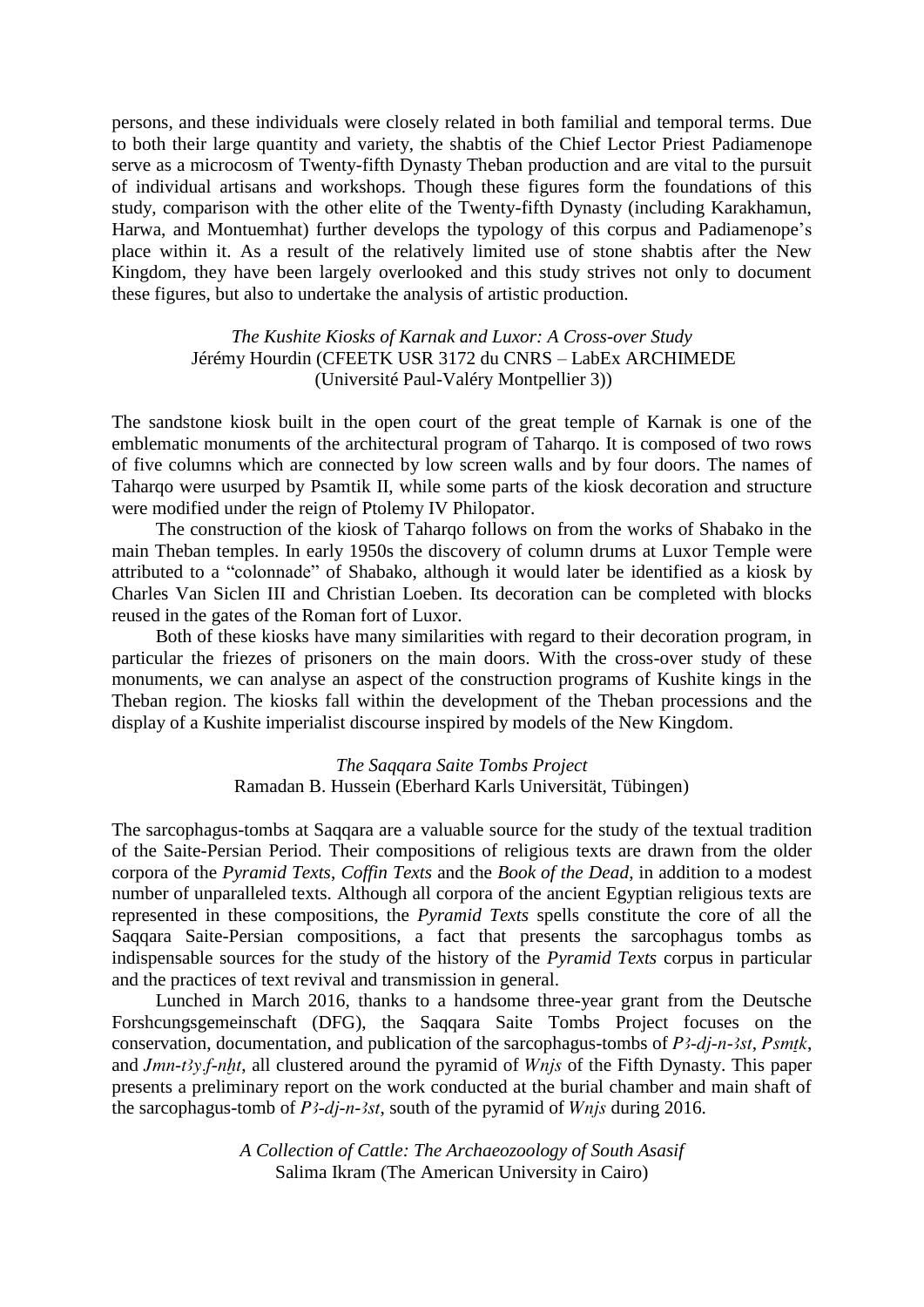persons, and these individuals were closely related in both familial and temporal terms. Due to both their large quantity and variety, the shabtis of the Chief Lector Priest Padiamenope serve as a microcosm of Twenty-fifth Dynasty Theban production and are vital to the pursuit of individual artisans and workshops. Though these figures form the foundations of this study, comparison with the other elite of the Twenty-fifth Dynasty (including Karakhamun, Harwa, and Montuemhat) further develops the typology of this corpus and Padiamenope's place within it. As a result of the relatively limited use of stone shabtis after the New Kingdom, they have been largely overlooked and this study strives not only to document these figures, but also to undertake the analysis of artistic production.

*The Kushite Kiosks of Karnak and Luxor: A Cross-over Study*
Jérémy Hourdin (CFEETK USR 3172 du CNRS – LabEx ARCHIMEDE (Université Paul-Valéry Montpellier 3))

The sandstone kiosk built in the open court of the great temple of Karnak is one of the emblematic monuments of the architectural program of Taharqo. It is composed of two rows of five columns which are connected by low screen walls and by four doors. The names of Taharqo were usurped by Psamtik II, while some parts of the kiosk decoration and structure were modified under the reign of Ptolemy IV Philopator.

The construction of the kiosk of Taharqo follows on from the works of Shabako in the main Theban temples. In early 1950s the discovery of column drums at Luxor Temple were attributed to a "colonnade" of Shabako, although it would later be identified as a kiosk by Charles Van Siclen III and Christian Loeben. Its decoration can be completed with blocks reused in the gates of the Roman fort of Luxor.

Both of these kiosks have many similarities with regard to their decoration program, in particular the friezes of prisoners on the main doors. With the cross-over study of these monuments, we can analyse an aspect of the construction programs of Kushite kings in the Theban region. The kiosks fall within the development of the Theban processions and the display of a Kushite imperialist discourse inspired by models of the New Kingdom.

*The Saqqara Saite Tombs Project*
Ramadan B. Hussein (Eberhard Karls Universität, Tübingen)

The sarcophagus-tombs at Saqqara are a valuable source for the study of the textual tradition of the Saite-Persian Period. Their compositions of religious texts are drawn from the older corpora of the *Pyramid Texts*, *Coffin Texts* and the *Book of the Dead*, in addition to a modest number of unparalleled texts. Although all corpora of the ancient Egyptian religious texts are represented in these compositions, the *Pyramid Texts* spells constitute the core of all the Saqqara Saite-Persian compositions, a fact that presents the sarcophagus tombs as indispensable sources for the study of the history of the *Pyramid Texts* corpus in particular and the practices of text revival and transmission in general.

Lunched in March 2016, thanks to a handsome three-year grant from the Deutsche Forshcungsgemeinschaft (DFG), the Saqqara Saite Tombs Project focuses on the conservation, documentation, and publication of the sarcophagus-tombs of *Pꜣ-dj-n-ꜣst*, *Psmṯk*, and *Jmn-tꜣy.f-nḫt*, all clustered around the pyramid of *Wnjs* of the Fifth Dynasty. This paper presents a preliminary report on the work conducted at the burial chamber and main shaft of the sarcophagus-tomb of *Pꜣ-dj-n-ꜣst*, south of the pyramid of *Wnjs* during 2016.

*A Collection of Cattle: The Archaeozoology of South Asasif*
Salima Ikram (The American University in Cairo)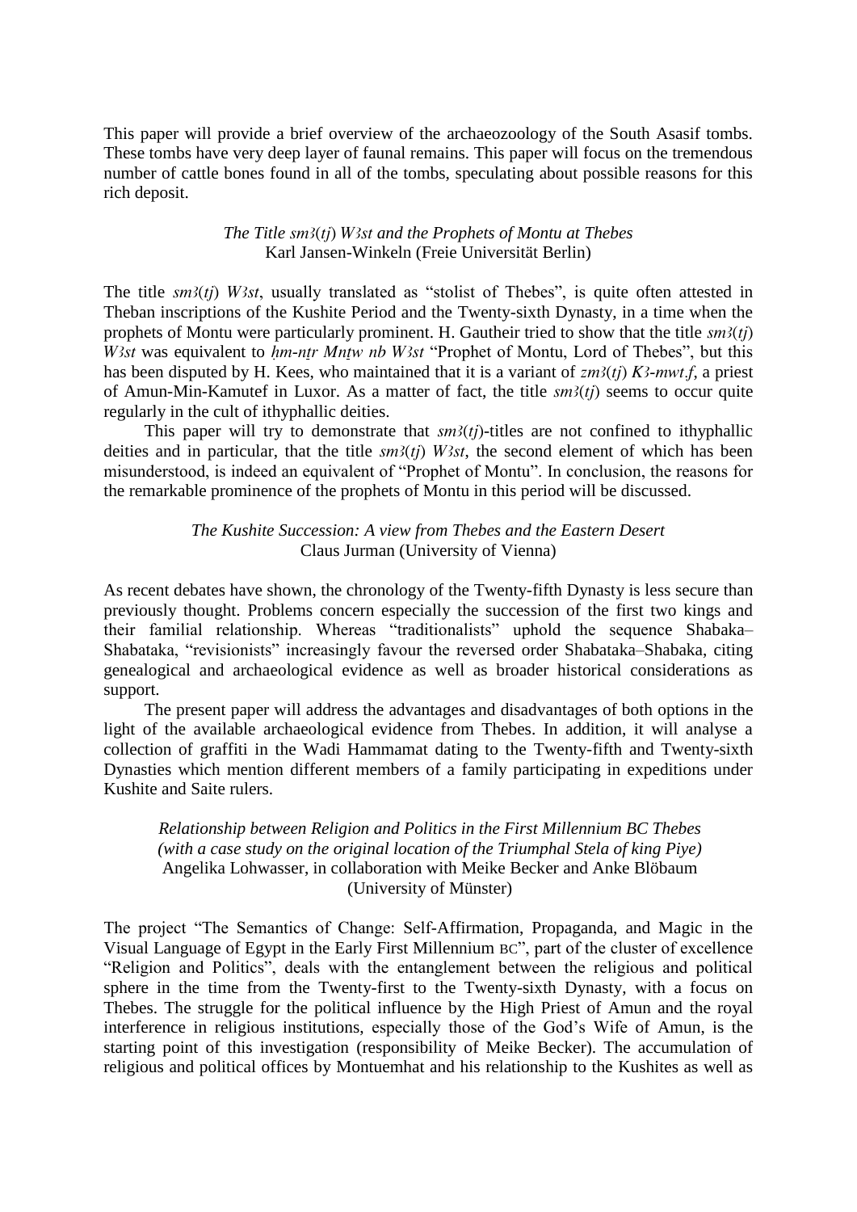This paper will provide a brief overview of the archaeozoology of the South Asasif tombs. These tombs have very deep layer of faunal remains. This paper will focus on the tremendous number of cattle bones found in all of the tombs, speculating about possible reasons for this rich deposit.

### *The Title sm3(tj) W3st and the Prophets of Montu at Thebes*
Karl Jansen-Winkeln (Freie Universität Berlin)

The title *sm3*(*tj*) *W3st*, usually translated as "stolist of Thebes", is quite often attested in Theban inscriptions of the Kushite Period and the Twenty-sixth Dynasty, in a time when the prophets of Montu were particularly prominent. H. Gautheir tried to show that the title *sm3*(*tj*) *W3st* was equivalent to *ḥm-nṯr Mnṯw nb W3st* "Prophet of Montu, Lord of Thebes", but this has been disputed by H. Kees, who maintained that it is a variant of *zm3*(*tj*) *K3-mwt.f*, a priest of Amun-Min-Kamutef in Luxor. As a matter of fact, the title *sm3*(*tj*) seems to occur quite regularly in the cult of ithyphallic deities.

This paper will try to demonstrate that *sm3*(*tj*)-titles are not confined to ithyphallic deities and in particular, that the title *sm3*(*tj*) *W3st*, the second element of which has been misunderstood, is indeed an equivalent of "Prophet of Montu". In conclusion, the reasons for the remarkable prominence of the prophets of Montu in this period will be discussed.

### *The Kushite Succession: A view from Thebes and the Eastern Desert*
Claus Jurman (University of Vienna)

As recent debates have shown, the chronology of the Twenty-fifth Dynasty is less secure than previously thought. Problems concern especially the succession of the first two kings and their familial relationship. Whereas "traditionalists" uphold the sequence Shabaka–Shabataka, "revisionists" increasingly favour the reversed order Shabataka–Shabaka, citing genealogical and archaeological evidence as well as broader historical considerations as support.

The present paper will address the advantages and disadvantages of both options in the light of the available archaeological evidence from Thebes. In addition, it will analyse a collection of graffiti in the Wadi Hammamat dating to the Twenty-fifth and Twenty-sixth Dynasties which mention different members of a family participating in expeditions under Kushite and Saite rulers.

### *Relationship between Religion and Politics in the First Millennium BC Thebes (with a case study on the original location of the Triumphal Stela of king Piye)*
Angelika Lohwasser, in collaboration with Meike Becker and Anke Blöbaum (University of Münster)

The project "The Semantics of Change: Self-Affirmation, Propaganda, and Magic in the Visual Language of Egypt in the Early First Millennium BC", part of the cluster of excellence "Religion and Politics", deals with the entanglement between the religious and political sphere in the time from the Twenty-first to the Twenty-sixth Dynasty, with a focus on Thebes. The struggle for the political influence by the High Priest of Amun and the royal interference in religious institutions, especially those of the God's Wife of Amun, is the starting point of this investigation (responsibility of Meike Becker). The accumulation of religious and political offices by Montuemhat and his relationship to the Kushites as well as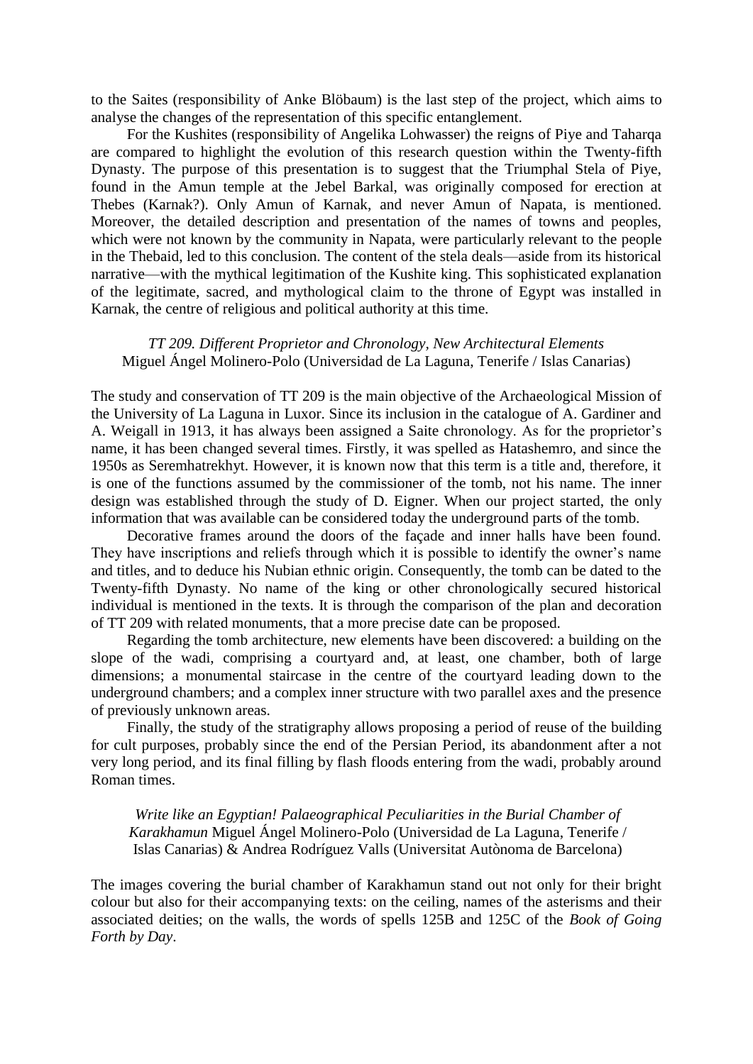to the Saites (responsibility of Anke Blöbaum) is the last step of the project, which aims to analyse the changes of the representation of this specific entanglement.

For the Kushites (responsibility of Angelika Lohwasser) the reigns of Piye and Taharqa are compared to highlight the evolution of this research question within the Twenty-fifth Dynasty. The purpose of this presentation is to suggest that the Triumphal Stela of Piye, found in the Amun temple at the Jebel Barkal, was originally composed for erection at Thebes (Karnak?). Only Amun of Karnak, and never Amun of Napata, is mentioned. Moreover, the detailed description and presentation of the names of towns and peoples, which were not known by the community in Napata, were particularly relevant to the people in the Thebaid, led to this conclusion. The content of the stela deals—aside from its historical narrative—with the mythical legitimation of the Kushite king. This sophisticated explanation of the legitimate, sacred, and mythological claim to the throne of Egypt was installed in Karnak, the centre of religious and political authority at this time.

*TT 209. Different Proprietor and Chronology, New Architectural Elements*
Miguel Ángel Molinero-Polo (Universidad de La Laguna, Tenerife / Islas Canarias)

The study and conservation of TT 209 is the main objective of the Archaeological Mission of the University of La Laguna in Luxor. Since its inclusion in the catalogue of A. Gardiner and A. Weigall in 1913, it has always been assigned a Saite chronology. As for the proprietor's name, it has been changed several times. Firstly, it was spelled as Hatashemro, and since the 1950s as Seremhatrekhyt. However, it is known now that this term is a title and, therefore, it is one of the functions assumed by the commissioner of the tomb, not his name. The inner design was established through the study of D. Eigner. When our project started, the only information that was available can be considered today the underground parts of the tomb.

Decorative frames around the doors of the façade and inner halls have been found. They have inscriptions and reliefs through which it is possible to identify the owner's name and titles, and to deduce his Nubian ethnic origin. Consequently, the tomb can be dated to the Twenty-fifth Dynasty. No name of the king or other chronologically secured historical individual is mentioned in the texts. It is through the comparison of the plan and decoration of TT 209 with related monuments, that a more precise date can be proposed.

Regarding the tomb architecture, new elements have been discovered: a building on the slope of the wadi, comprising a courtyard and, at least, one chamber, both of large dimensions; a monumental staircase in the centre of the courtyard leading down to the underground chambers; and a complex inner structure with two parallel axes and the presence of previously unknown areas.

Finally, the study of the stratigraphy allows proposing a period of reuse of the building for cult purposes, probably since the end of the Persian Period, its abandonment after a not very long period, and its final filling by flash floods entering from the wadi, probably around Roman times.

*Write like an Egyptian! Palaeographical Peculiarities in the Burial Chamber of Karakhamun* Miguel Ángel Molinero-Polo (Universidad de La Laguna, Tenerife / Islas Canarias) & Andrea Rodríguez Valls (Universitat Autònoma de Barcelona)

The images covering the burial chamber of Karakhamun stand out not only for their bright colour but also for their accompanying texts: on the ceiling, names of the asterisms and their associated deities; on the walls, the words of spells 125B and 125C of the *Book of Going Forth by Day*.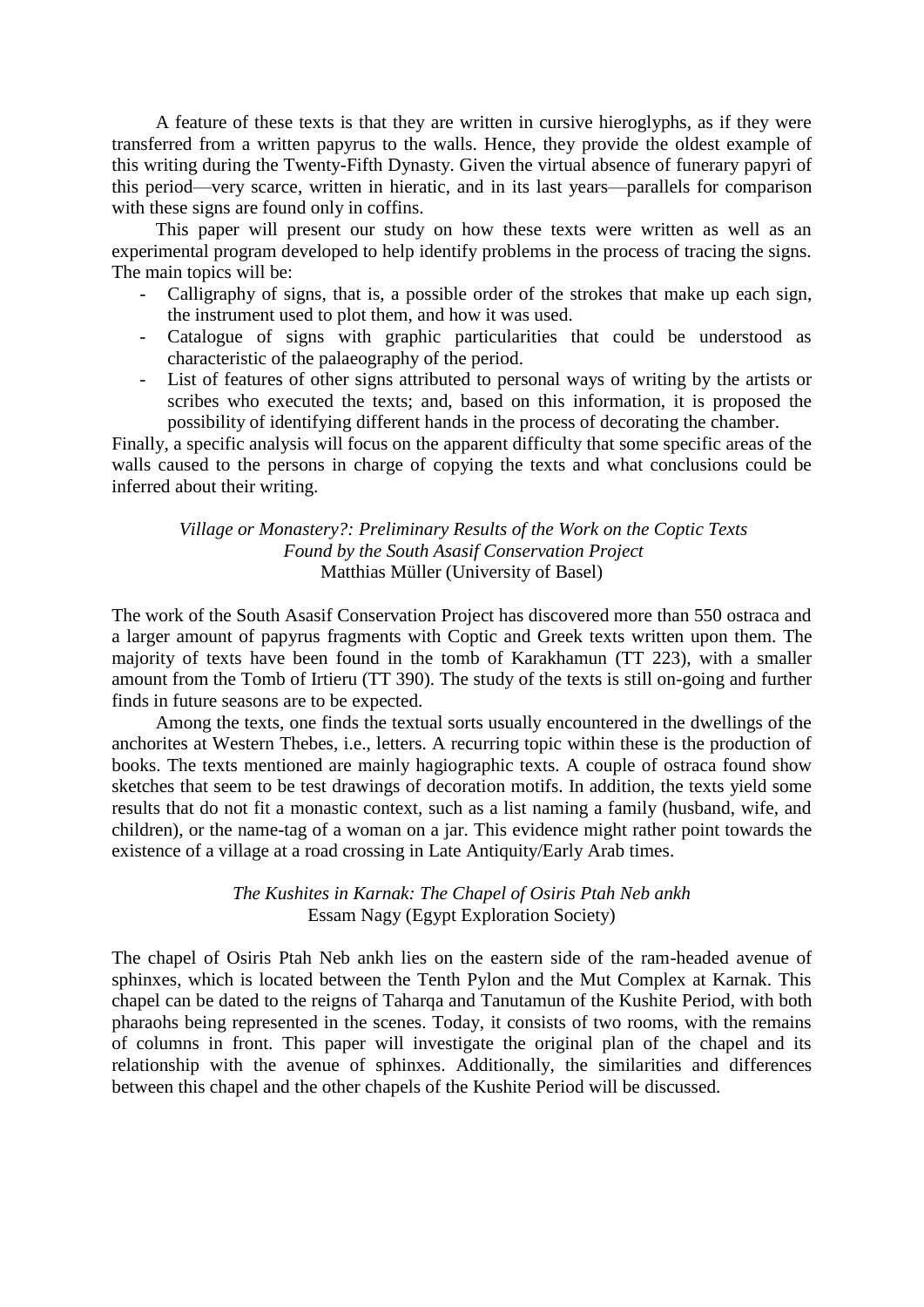A feature of these texts is that they are written in cursive hieroglyphs, as if they were transferred from a written papyrus to the walls. Hence, they provide the oldest example of this writing during the Twenty-Fifth Dynasty. Given the virtual absence of funerary papyri of this period—very scarce, written in hieratic, and in its last years—parallels for comparison with these signs are found only in coffins.

This paper will present our study on how these texts were written as well as an experimental program developed to help identify problems in the process of tracing the signs. The main topics will be:

- Calligraphy of signs, that is, a possible order of the strokes that make up each sign, the instrument used to plot them, and how it was used.
- Catalogue of signs with graphic particularities that could be understood as characteristic of the palaeography of the period.
- List of features of other signs attributed to personal ways of writing by the artists or scribes who executed the texts; and, based on this information, it is proposed the possibility of identifying different hands in the process of decorating the chamber.

Finally, a specific analysis will focus on the apparent difficulty that some specific areas of the walls caused to the persons in charge of copying the texts and what conclusions could be inferred about their writing.

### *Village or Monastery?: Preliminary Results of the Work on the Coptic Texts Found by the South Asasif Conservation Project*
Matthias Müller (University of Basel)

The work of the South Asasif Conservation Project has discovered more than 550 ostraca and a larger amount of papyrus fragments with Coptic and Greek texts written upon them. The majority of texts have been found in the tomb of Karakhamun (TT 223), with a smaller amount from the Tomb of Irtieru (TT 390). The study of the texts is still on-going and further finds in future seasons are to be expected.

Among the texts, one finds the textual sorts usually encountered in the dwellings of the anchorites at Western Thebes, i.e., letters. A recurring topic within these is the production of books. The texts mentioned are mainly hagiographic texts. A couple of ostraca found show sketches that seem to be test drawings of decoration motifs. In addition, the texts yield some results that do not fit a monastic context, such as a list naming a family (husband, wife, and children), or the name-tag of a woman on a jar. This evidence might rather point towards the existence of a village at a road crossing in Late Antiquity/Early Arab times.

### *The Kushites in Karnak: The Chapel of Osiris Ptah Neb ankh*
Essam Nagy (Egypt Exploration Society)

The chapel of Osiris Ptah Neb ankh lies on the eastern side of the ram-headed avenue of sphinxes, which is located between the Tenth Pylon and the Mut Complex at Karnak. This chapel can be dated to the reigns of Taharqa and Tanutamun of the Kushite Period, with both pharaohs being represented in the scenes. Today, it consists of two rooms, with the remains of columns in front. This paper will investigate the original plan of the chapel and its relationship with the avenue of sphinxes. Additionally, the similarities and differences between this chapel and the other chapels of the Kushite Period will be discussed.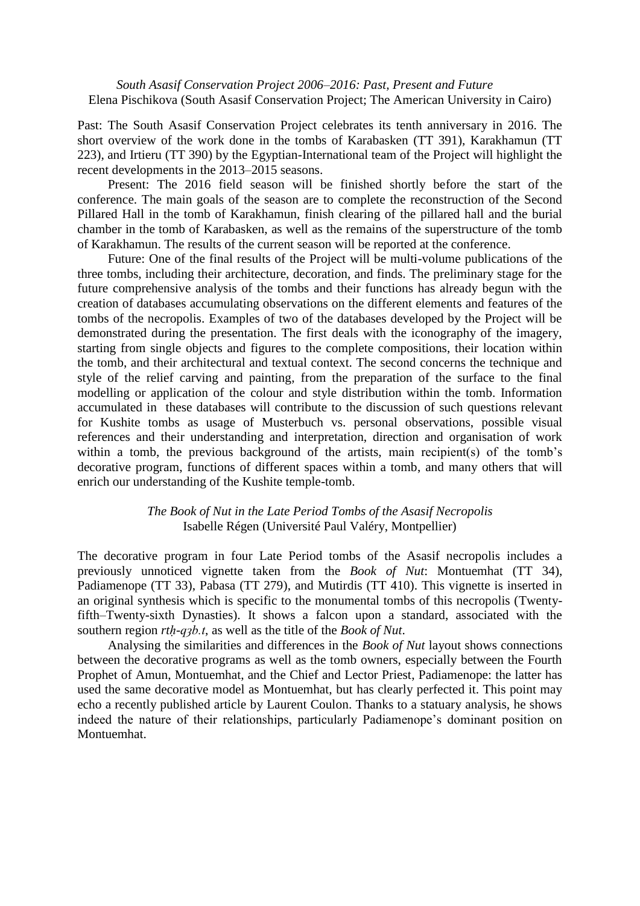*South Asasif Conservation Project 2006–2016: Past, Present and Future*
Elena Pischikova (South Asasif Conservation Project; The American University in Cairo)

Past: The South Asasif Conservation Project celebrates its tenth anniversary in 2016. The short overview of the work done in the tombs of Karabasken (TT 391), Karakhamun (TT 223), and Irtieru (TT 390) by the Egyptian-International team of the Project will highlight the recent developments in the 2013–2015 seasons.

Present: The 2016 field season will be finished shortly before the start of the conference. The main goals of the season are to complete the reconstruction of the Second Pillared Hall in the tomb of Karakhamun, finish clearing of the pillared hall and the burial chamber in the tomb of Karabasken, as well as the remains of the superstructure of the tomb of Karakhamun. The results of the current season will be reported at the conference.

Future: One of the final results of the Project will be multi-volume publications of the three tombs, including their architecture, decoration, and finds. The preliminary stage for the future comprehensive analysis of the tombs and their functions has already begun with the creation of databases accumulating observations on the different elements and features of the tombs of the necropolis. Examples of two of the databases developed by the Project will be demonstrated during the presentation. The first deals with the iconography of the imagery, starting from single objects and figures to the complete compositions, their location within the tomb, and their architectural and textual context. The second concerns the technique and style of the relief carving and painting, from the preparation of the surface to the final modelling or application of the colour and style distribution within the tomb. Information accumulated in these databases will contribute to the discussion of such questions relevant for Kushite tombs as usage of Musterbuch vs. personal observations, possible visual references and their understanding and interpretation, direction and organisation of work within a tomb, the previous background of the artists, main recipient(s) of the tomb's decorative program, functions of different spaces within a tomb, and many others that will enrich our understanding of the Kushite temple-tomb.

*The Book of Nut in the Late Period Tombs of the Asasif Necropolis*
Isabelle Régen (Université Paul Valéry, Montpellier)

The decorative program in four Late Period tombs of the Asasif necropolis includes a previously unnoticed vignette taken from the *Book of Nut*: Montuemhat (TT 34), Padiamenope (TT 33), Pabasa (TT 279), and Mutirdis (TT 410). This vignette is inserted in an original synthesis which is specific to the monumental tombs of this necropolis (Twenty-fifth–Twenty-sixth Dynasties). It shows a falcon upon a standard, associated with the southern region *rtḥ-qꜣb.t*, as well as the title of the *Book of Nut*.

Analysing the similarities and differences in the *Book of Nut* layout shows connections between the decorative programs as well as the tomb owners, especially between the Fourth Prophet of Amun, Montuemhat, and the Chief and Lector Priest, Padiamenope: the latter has used the same decorative model as Montuemhat, but has clearly perfected it. This point may echo a recently published article by Laurent Coulon. Thanks to a statuary analysis, he shows indeed the nature of their relationships, particularly Padiamenope's dominant position on Montuemhat.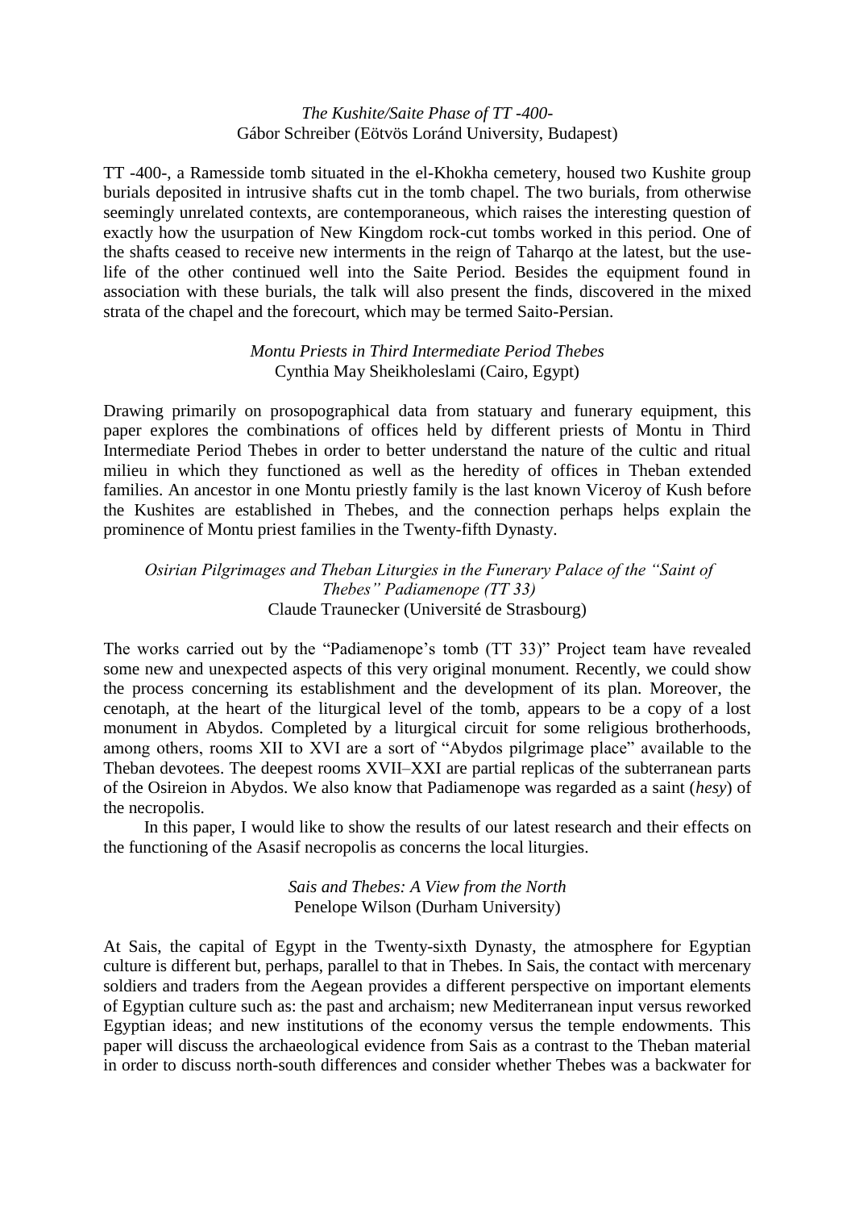*The Kushite/Saite Phase of TT -400-*
Gábor Schreiber (Eötvös Loránd University, Budapest)

TT -400-, a Ramesside tomb situated in the el-Khokha cemetery, housed two Kushite group burials deposited in intrusive shafts cut in the tomb chapel. The two burials, from otherwise seemingly unrelated contexts, are contemporaneous, which raises the interesting question of exactly how the usurpation of New Kingdom rock-cut tombs worked in this period. One of the shafts ceased to receive new interments in the reign of Taharqo at the latest, but the use-life of the other continued well into the Saite Period. Besides the equipment found in association with these burials, the talk will also present the finds, discovered in the mixed strata of the chapel and the forecourt, which may be termed Saito-Persian.

*Montu Priests in Third Intermediate Period Thebes*
Cynthia May Sheikholeslami (Cairo, Egypt)

Drawing primarily on prosopographical data from statuary and funerary equipment, this paper explores the combinations of offices held by different priests of Montu in Third Intermediate Period Thebes in order to better understand the nature of the cultic and ritual milieu in which they functioned as well as the heredity of offices in Theban extended families. An ancestor in one Montu priestly family is the last known Viceroy of Kush before the Kushites are established in Thebes, and the connection perhaps helps explain the prominence of Montu priest families in the Twenty-fifth Dynasty.

*Osirian Pilgrimages and Theban Liturgies in the Funerary Palace of the "Saint of Thebes" Padiamenope (TT 33)*
Claude Traunecker (Université de Strasbourg)

The works carried out by the "Padiamenope's tomb (TT 33)" Project team have revealed some new and unexpected aspects of this very original monument. Recently, we could show the process concerning its establishment and the development of its plan. Moreover, the cenotaph, at the heart of the liturgical level of the tomb, appears to be a copy of a lost monument in Abydos. Completed by a liturgical circuit for some religious brotherhoods, among others, rooms XII to XVI are a sort of "Abydos pilgrimage place" available to the Theban devotees. The deepest rooms XVII–XXI are partial replicas of the subterranean parts of the Osireion in Abydos. We also know that Padiamenope was regarded as a saint (*hesy*) of the necropolis.

In this paper, I would like to show the results of our latest research and their effects on the functioning of the Asasif necropolis as concerns the local liturgies.

*Sais and Thebes: A View from the North*
Penelope Wilson (Durham University)

At Sais, the capital of Egypt in the Twenty-sixth Dynasty, the atmosphere for Egyptian culture is different but, perhaps, parallel to that in Thebes. In Sais, the contact with mercenary soldiers and traders from the Aegean provides a different perspective on important elements of Egyptian culture such as: the past and archaism; new Mediterranean input versus reworked Egyptian ideas; and new institutions of the economy versus the temple endowments. This paper will discuss the archaeological evidence from Sais as a contrast to the Theban material in order to discuss north-south differences and consider whether Thebes was a backwater for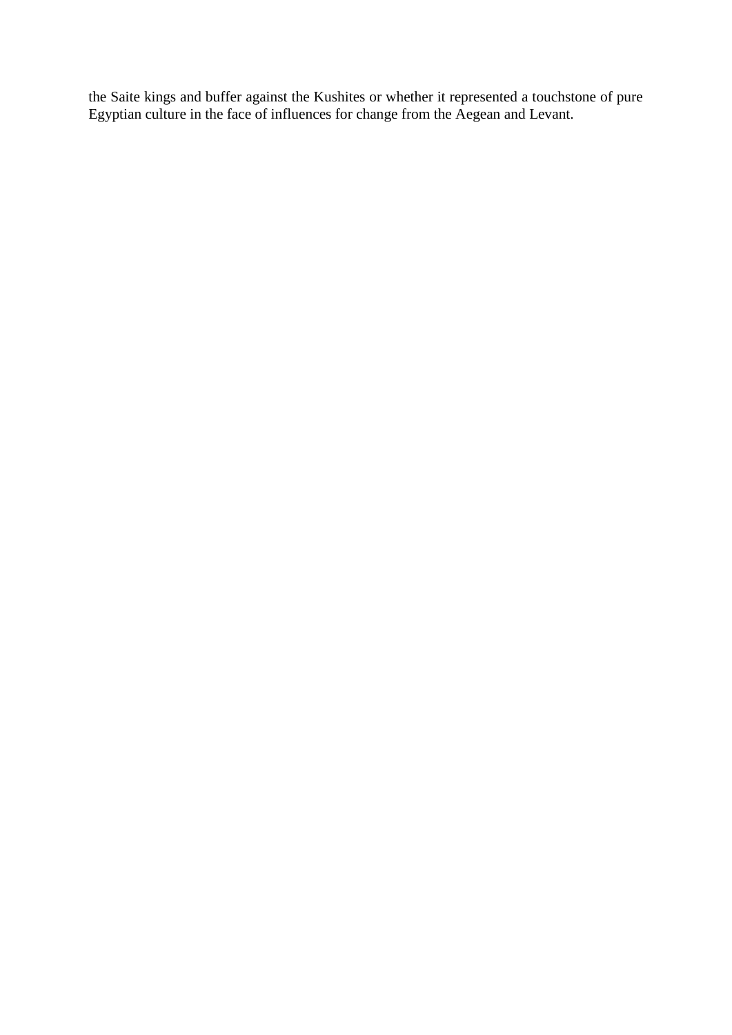the Saite kings and buffer against the Kushites or whether it represented a touchstone of pure Egyptian culture in the face of influences for change from the Aegean and Levant.